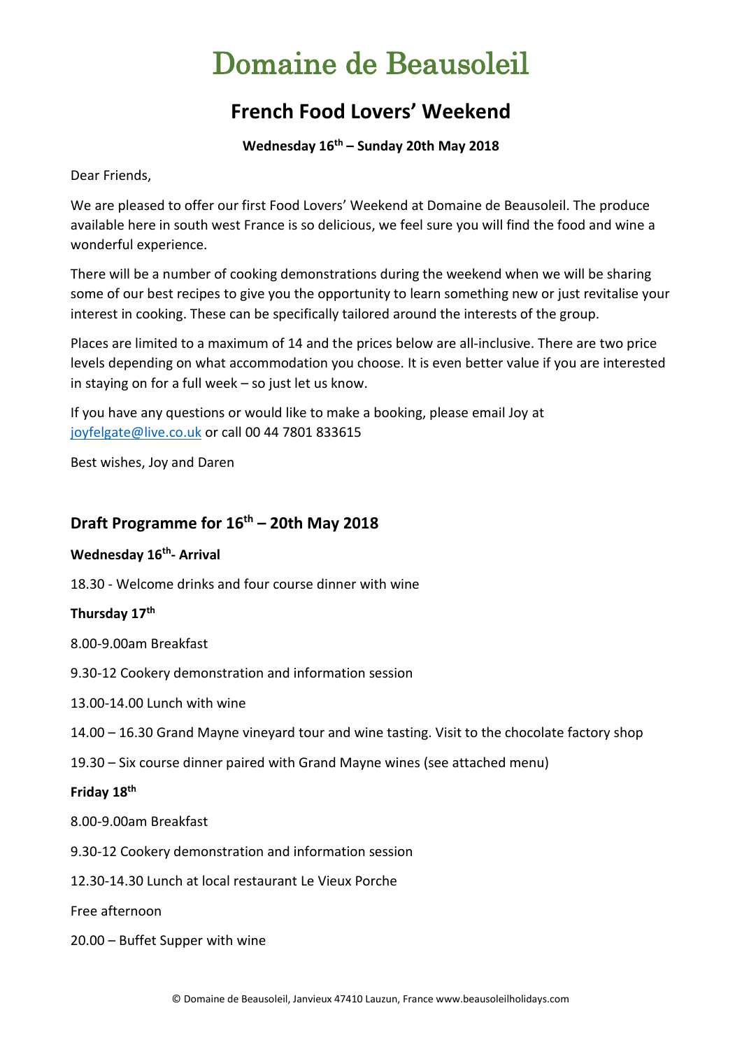# Domaine de Beausoleil

## French Food Lovers' Weekend

**Wednesday 16th – Sunday 20th May 2018**

Dear Friends,

We are pleased to offer our first Food Lovers' Weekend at Domaine de Beausoleil. The produce available here in south west France is so delicious, we feel sure you will find the food and wine a wonderful experience.

There will be a number of cooking demonstrations during the weekend when we will be sharing some of our best recipes to give you the opportunity to learn something new or just revitalise your interest in cooking. These can be specifically tailored around the interests of the group.

Places are limited to a maximum of 14 and the prices below are all-inclusive. There are two price levels depending on what accommodation you choose. It is even better value if you are interested in staying on for a full week – so just let us know.

If you have any questions or would like to make a booking, please email Joy at joyfelgate@live.co.uk or call 00 44 7801 833615

Best wishes, Joy and Daren

## Draft Programme for 16th – 20th May 2018

**Wednesday 16th- Arrival**

18.30 - Welcome drinks and four course dinner with wine

**Thursday 17th**

8.00-9.00am Breakfast

9.30-12 Cookery demonstration and information session

13.00-14.00 Lunch with wine

14.00 – 16.30 Grand Mayne vineyard tour and wine tasting. Visit to the chocolate factory shop

19.30 – Six course dinner paired with Grand Mayne wines (see attached menu)

**Friday 18th**

8.00-9.00am Breakfast

9.30-12 Cookery demonstration and information session

12.30-14.30 Lunch at local restaurant Le Vieux Porche

Free afternoon

20.00 – Buffet Supper with wine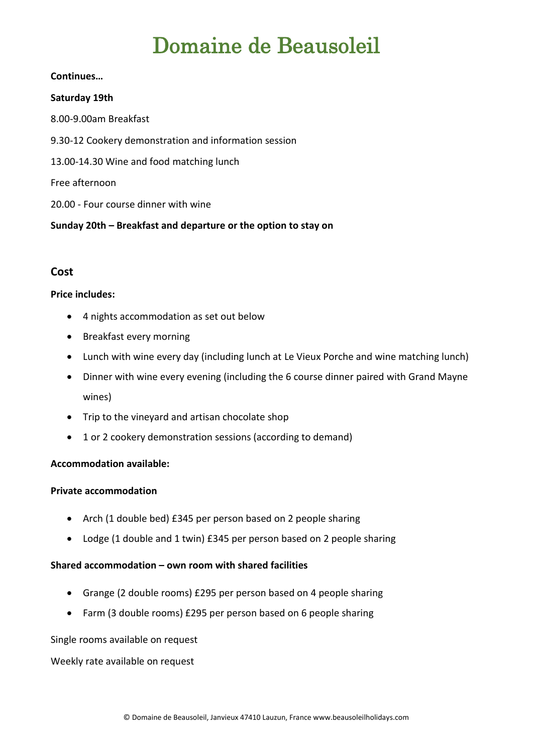# Domaine de Beausoleil

**Continues…**

**Saturday 19th**

8.00-9.00am Breakfast

9.30-12 Cookery demonstration and information session

13.00-14.30 Wine and food matching lunch

Free afternoon

20.00 - Four course dinner with wine

**Sunday 20th – Breakfast and departure or the option to stay on**

## Cost

**Price includes:**

- 4 nights accommodation as set out below
- Breakfast every morning
- Lunch with wine every day (including lunch at Le Vieux Porche and wine matching lunch)
- Dinner with wine every evening (including the 6 course dinner paired with Grand Mayne wines)
- Trip to the vineyard and artisan chocolate shop
- 1 or 2 cookery demonstration sessions (according to demand)

**Accommodation available:**

**Private accommodation**

- Arch (1 double bed) £345 per person based on 2 people sharing
- Lodge (1 double and 1 twin) £345 per person based on 2 people sharing

**Shared accommodation – own room with shared facilities**

- Grange (2 double rooms) £295 per person based on 4 people sharing
- Farm (3 double rooms) £295 per person based on 6 people sharing

Single rooms available on request

Weekly rate available on request

© Domaine de Beausoleil, Janvieux 47410 Lauzun, France www.beausoleilholidays.com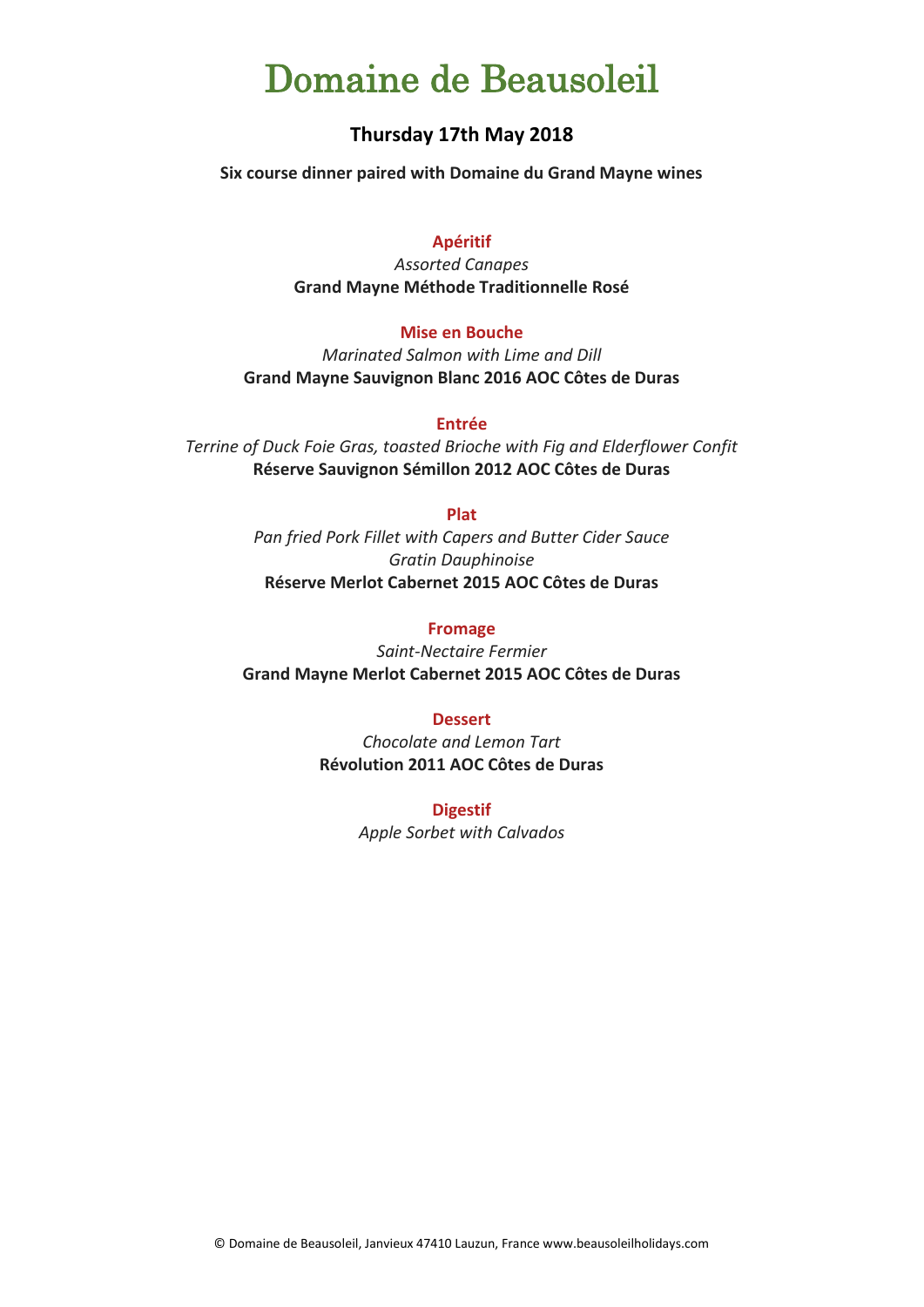# Domaine de Beausoleil

### Thursday 17th May 2018

**Six course dinner paired with Domaine du Grand Mayne wines**

**Apéritif**

*Assorted Canapes*

**Grand Mayne Méthode Traditionnelle Rosé**

**Mise en Bouche**

*Marinated Salmon with Lime and Dill*

**Grand Mayne Sauvignon Blanc 2016 AOC Côtes de Duras**

**Entrée**

*Terrine of Duck Foie Gras, toasted Brioche with Fig and Elderflower Confit*

**Réserve Sauvignon Sémillon 2012 AOC Côtes de Duras**

**Plat**

*Pan fried Pork Fillet with Capers and Butter Cider Sauce*

*Gratin Dauphinoise*

**Réserve Merlot Cabernet 2015 AOC Côtes de Duras**

**Fromage**

*Saint-Nectaire Fermier*

**Grand Mayne Merlot Cabernet 2015 AOC Côtes de Duras**

**Dessert**

*Chocolate and Lemon Tart*

**Révolution 2011 AOC Côtes de Duras**

**Digestif**

*Apple Sorbet with Calvados*

© Domaine de Beausoleil, Janvieux 47410 Lauzun, France www.beausoleilholidays.com